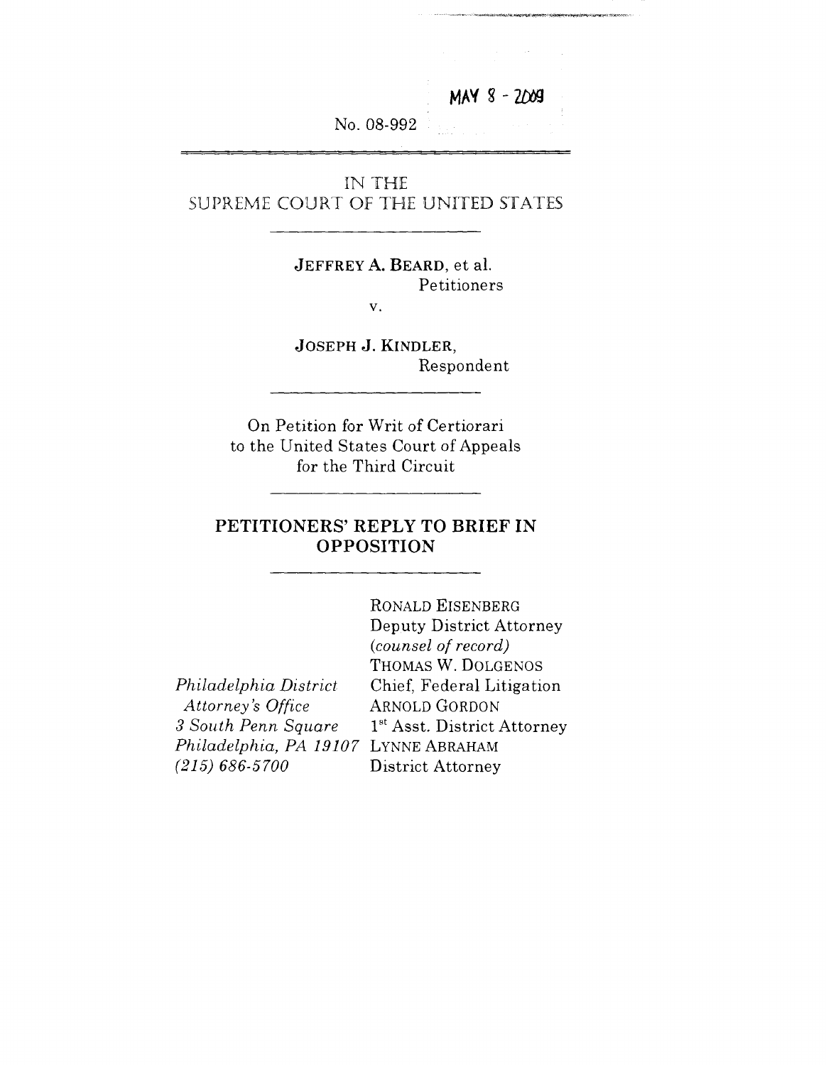MAY 8 - 2009

No. 08-992

IN THE
SUPREME COURT OF THE UNITED STATES

**JEFFREY A. BEARD**, et al.
Petitioners

v.

**JOSEPH J. KINDLER**,
Respondent

On Petition for Writ of Certiorari
to the United States Court of Appeals
for the Third Circuit

## PETITIONERS' REPLY TO BRIEF IN OPPOSITION

RONALD EISENBERG
Deputy District Attorney
*(counsel of record)*
THOMAS W. DOLGENOS
Chief, Federal Litigation
ARNOLD GORDON
1st Asst. District Attorney
LYNNE ABRAHAM
District Attorney

*Philadelphia District Attorney's Office*
*3 South Penn Square*
*Philadelphia, PA 19107*
*(215) 686-5700*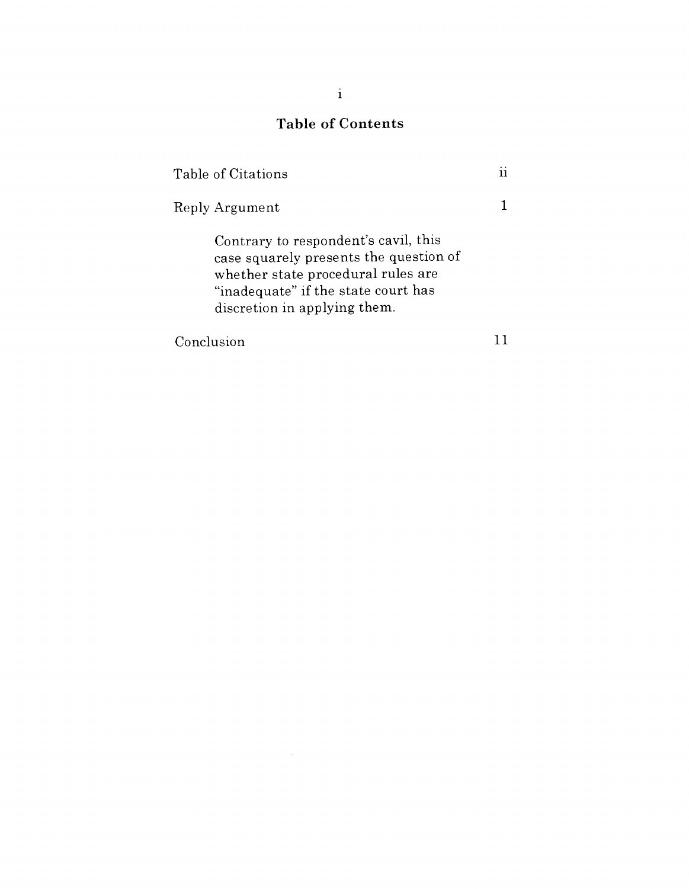# Table of Contents

| | |
|---|---|
| Table of Citations | ii |
| Reply Argument | 1 |
| Contrary to respondent's cavil, this case squarely presents the question of whether state procedural rules are "inadequate" if the state court has discretion in applying them. | |
| Conclusion | 11 |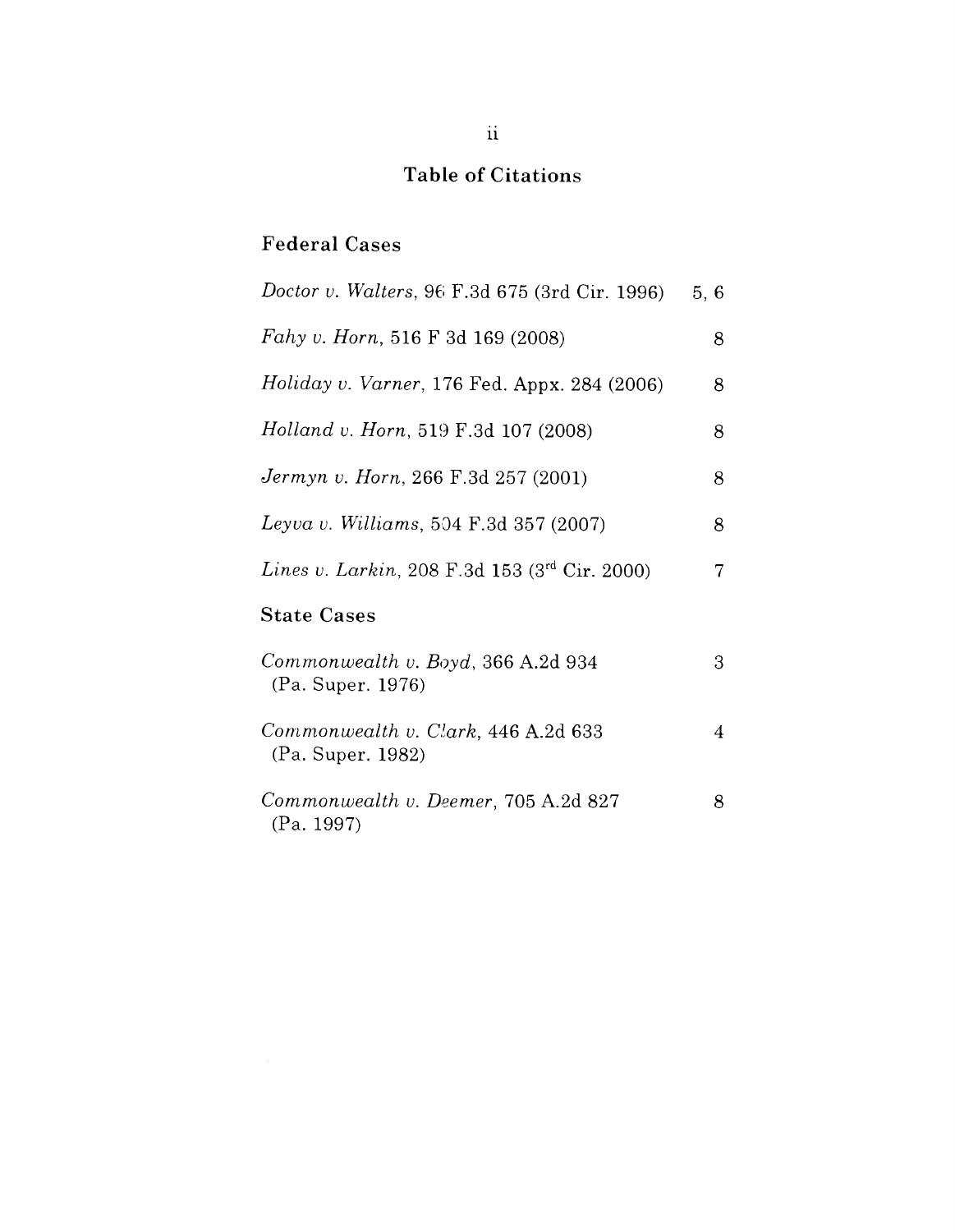# Table of Citations

## Federal Cases

| | |
|---|---|
| *Doctor v. Walters*, 96 F.3d 675 (3rd Cir. 1996) | 5, 6 |
| *Fahy v. Horn*, 516 F 3d 169 (2008) | 8 |
| *Holiday v. Varner*, 176 Fed. Appx. 284 (2006) | 8 |
| *Holland v. Horn*, 519 F.3d 107 (2008) | 8 |
| *Jermyn v. Horn*, 266 F.3d 257 (2001) | 8 |
| *Leyva v. Williams*, 504 F.3d 357 (2007) | 8 |
| *Lines v. Larkin*, 208 F.3d 153 (3rd Cir. 2000) | 7 |

## State Cases

| | |
|---|---|
| *Commonwealth v. Boyd*, 366 A.2d 934 (Pa. Super. 1976) | 3 |
| *Commonwealth v. Clark*, 446 A.2d 633 (Pa. Super. 1982) | 4 |
| *Commonwealth v. Deemer*, 705 A.2d 827 (Pa. 1997) | 8 |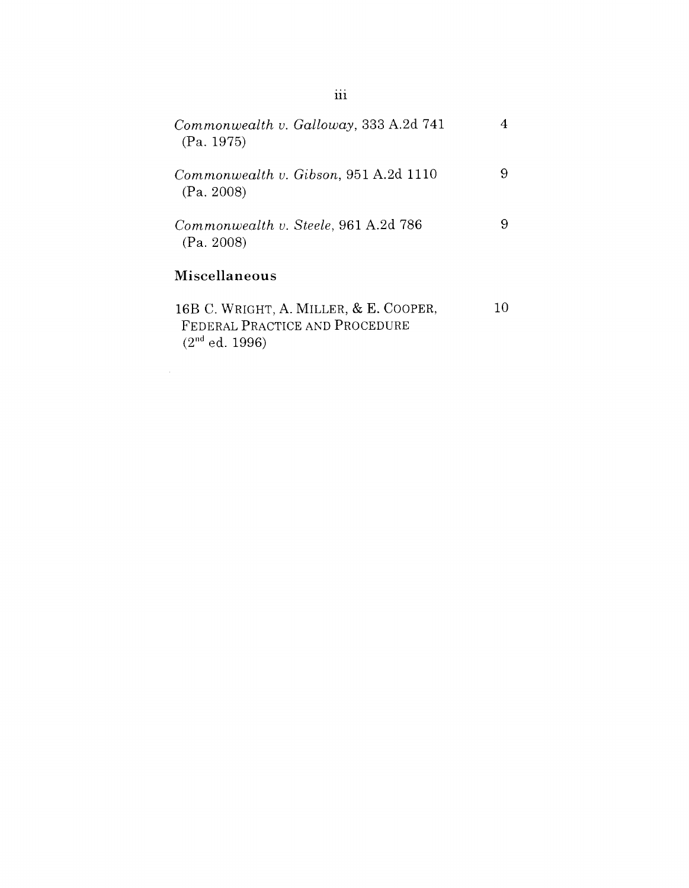*Commonwealth v. Galloway*, 333 A.2d 741 (Pa. 1975) 4

*Commonwealth v. Gibson*, 951 A.2d 1110 (Pa. 2008) 9

*Commonwealth v. Steele*, 961 A.2d 786 (Pa. 2008) 9

**Miscellaneous**

16B C. WRIGHT, A. MILLER, & E. COOPER, FEDERAL PRACTICE AND PROCEDURE (2nd ed. 1996) 10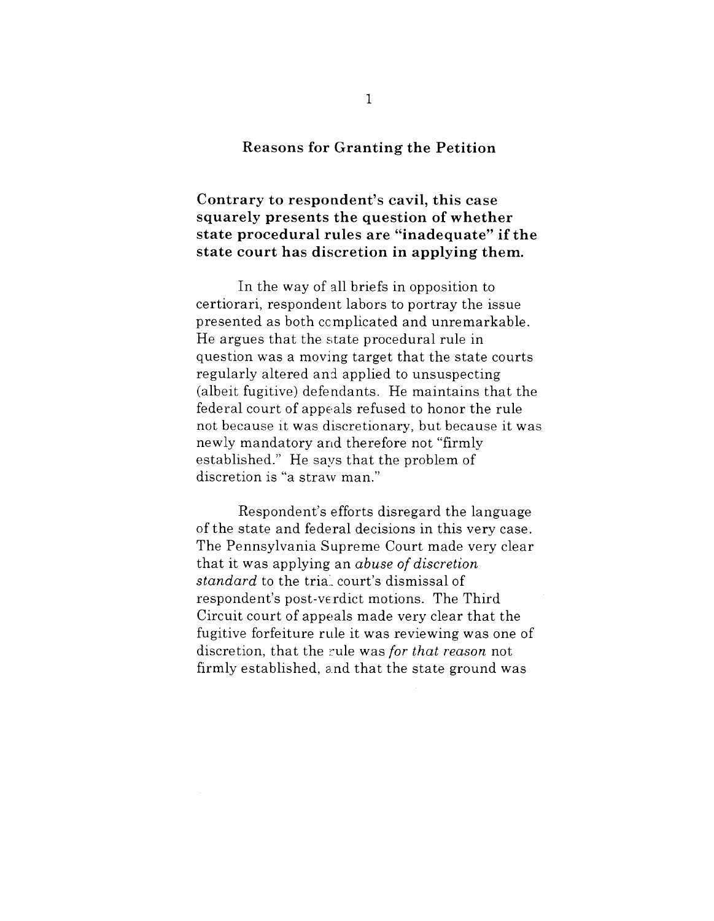## Reasons for Granting the Petition

### Contrary to respondent's cavil, this case squarely presents the question of whether state procedural rules are "inadequate" if the state court has discretion in applying them.

In the way of all briefs in opposition to certiorari, respondent labors to portray the issue presented as both complicated and unremarkable. He argues that the state procedural rule in question was a moving target that the state courts regularly altered and applied to unsuspecting (albeit fugitive) defendants. He maintains that the federal court of appeals refused to honor the rule not because it was discretionary, but because it was newly mandatory and therefore not "firmly established." He says that the problem of discretion is "a straw man."

Respondent's efforts disregard the language of the state and federal decisions in this very case. The Pennsylvania Supreme Court made very clear that it was applying an *abuse of discretion standard* to the trial court's dismissal of respondent's post-verdict motions. The Third Circuit court of appeals made very clear that the fugitive forfeiture rule it was reviewing was one of discretion, that the rule was *for that reason* not firmly established, and that the state ground was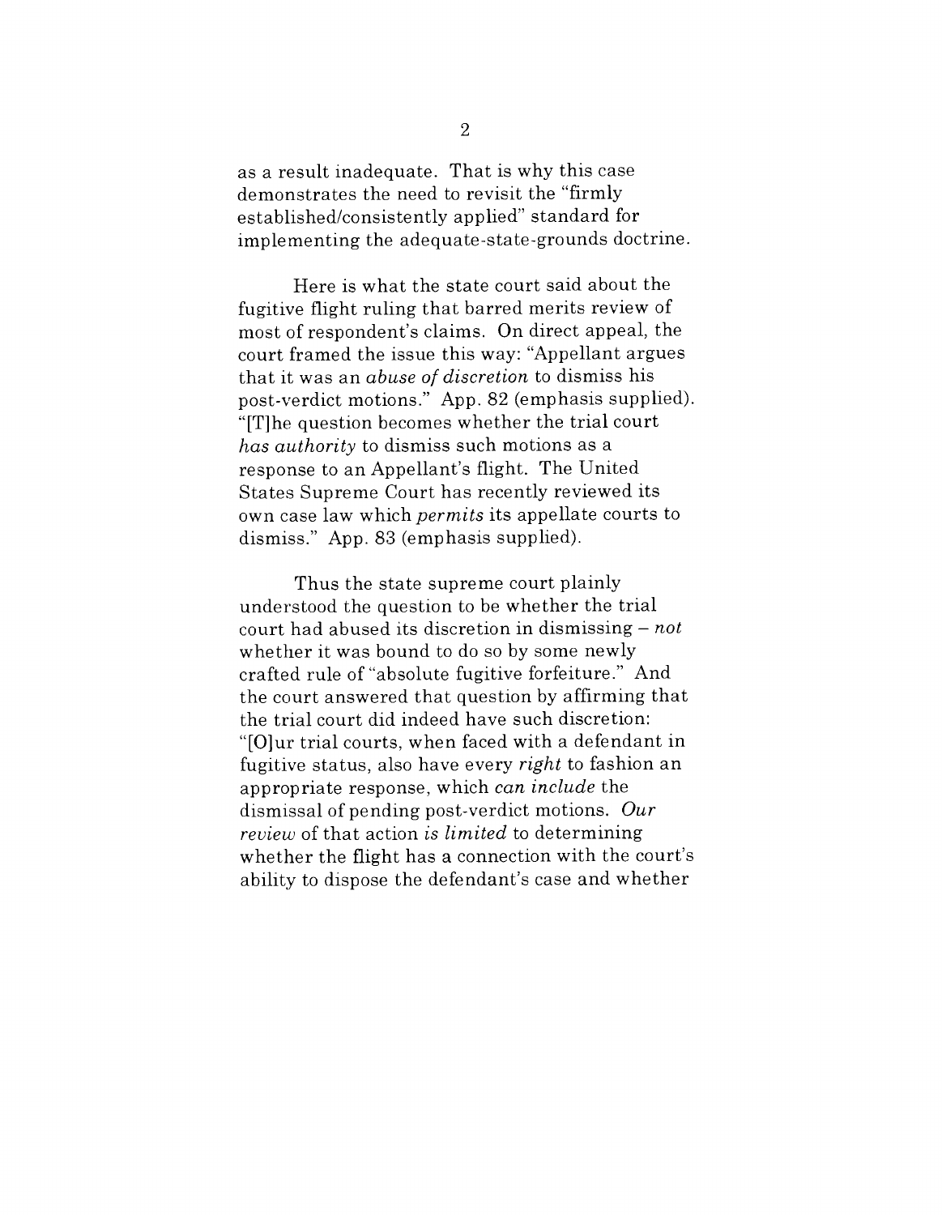as a result inadequate. That is why this case demonstrates the need to revisit the "firmly established/consistently applied" standard for implementing the adequate-state-grounds doctrine.

Here is what the state court said about the fugitive flight ruling that barred merits review of most of respondent's claims. On direct appeal, the court framed the issue this way: "Appellant argues that it was an *abuse of discretion* to dismiss his post-verdict motions." App. 82 (emphasis supplied). "[T]he question becomes whether the trial court *has authority* to dismiss such motions as a response to an Appellant's flight. The United States Supreme Court has recently reviewed its own case law which *permits* its appellate courts to dismiss." App. 83 (emphasis supplied).

Thus the state supreme court plainly understood the question to be whether the trial court had abused its discretion in dismissing – *not* whether it was bound to do so by some newly crafted rule of "absolute fugitive forfeiture." And the court answered that question by affirming that the trial court did indeed have such discretion: "[O]ur trial courts, when faced with a defendant in fugitive status, also have every *right* to fashion an appropriate response, which *can include* the dismissal of pending post-verdict motions. *Our review* of that action *is limited* to determining whether the flight has a connection with the court's ability to dispose the defendant's case and whether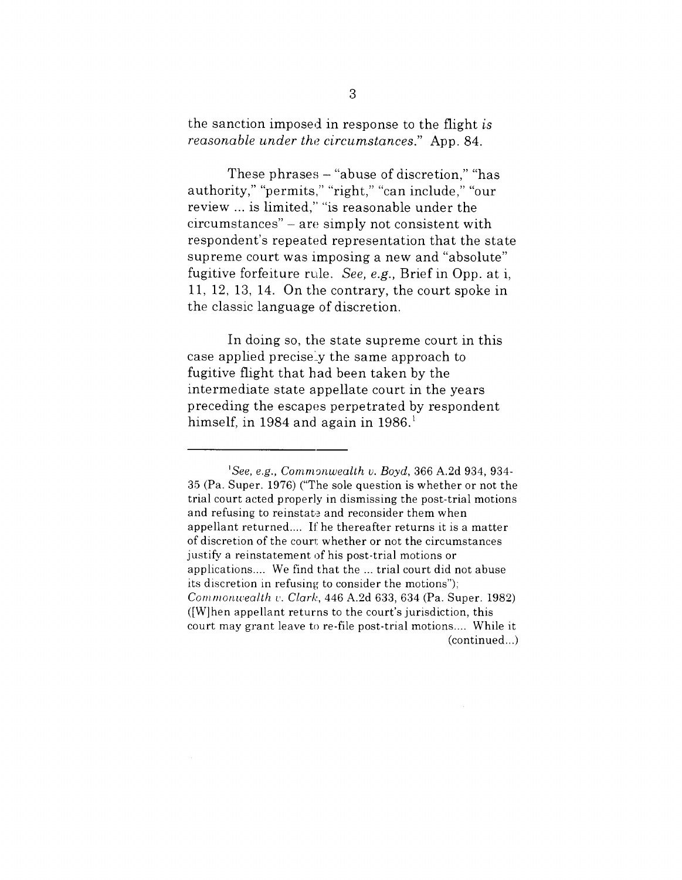the sanction imposed in response to the flight *is reasonable under the circumstances*." App. 84.

These phrases – "abuse of discretion," "has authority," "permits," "right," "can include," "our review ... is limited," "is reasonable under the circumstances" – are simply not consistent with respondent's repeated representation that the state supreme court was imposing a new and "absolute" fugitive forfeiture rule. *See, e.g.*, Brief in Opp. at i, 11, 12, 13, 14. On the contrary, the court spoke in the classic language of discretion.

In doing so, the state supreme court in this case applied precisely the same approach to fugitive flight that had been taken by the intermediate state appellate court in the years preceding the escapes perpetrated by respondent himself, in 1984 and again in 1986.[1]

---

[1]*See, e.g., Commonwealth v. Boyd*, 366 A.2d 934, 934-35 (Pa. Super. 1976) ("The sole question is whether or not the trial court acted properly in dismissing the post-trial motions and refusing to reinstate and reconsider them when appellant returned.... If he thereafter returns it is a matter of discretion of the court whether or not the circumstances justify a reinstatement of his post-trial motions or applications.... We find that the ... trial court did not abuse its discretion in refusing to consider the motions"); *Commonwealth v. Clark*, 446 A.2d 633, 634 (Pa. Super. 1982) ([W]hen appellant returns to the court's jurisdiction, this court may grant leave to re-file post-trial motions.... While it (continued...)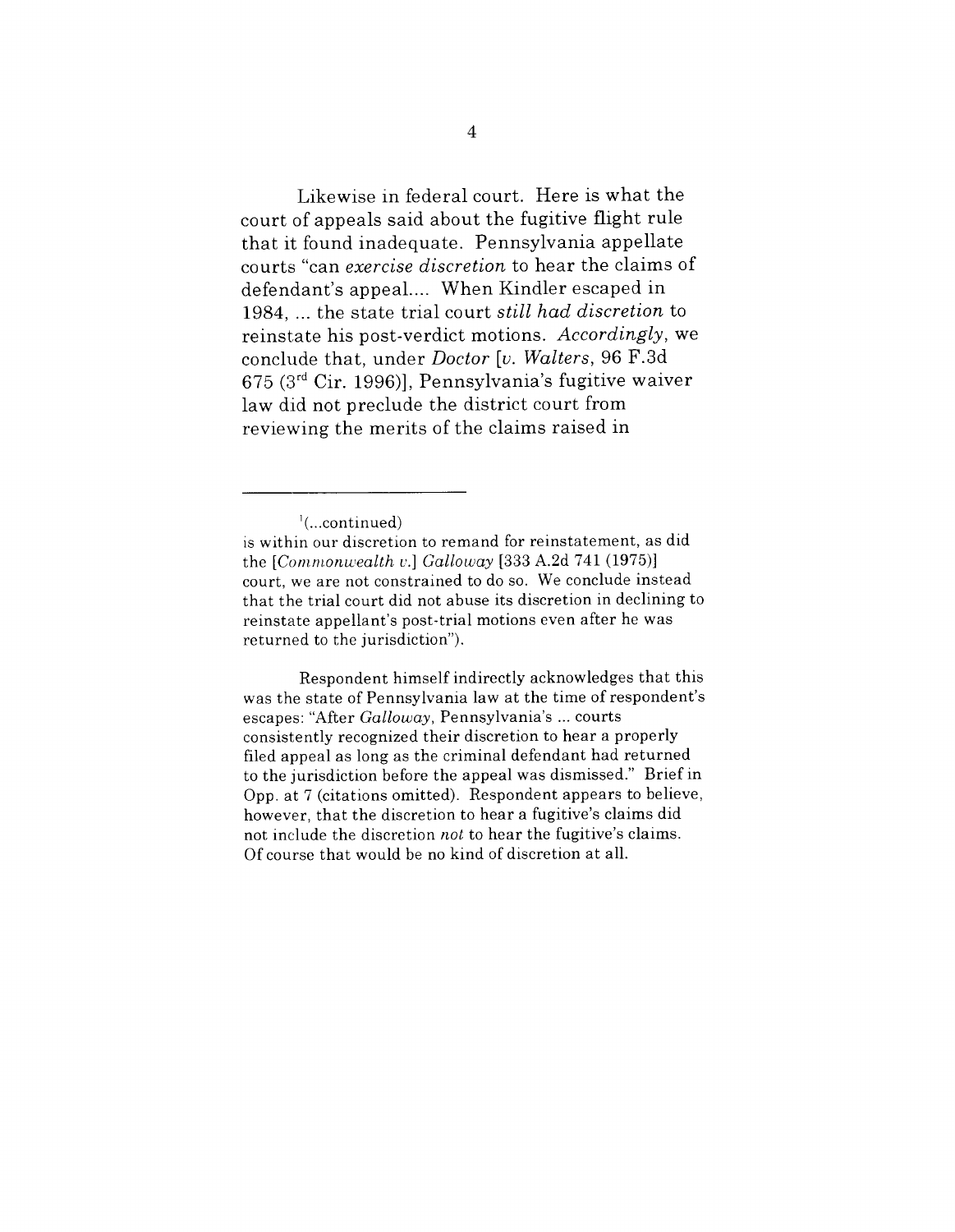Likewise in federal court. Here is what the court of appeals said about the fugitive flight rule that it found inadequate. Pennsylvania appellate courts "can *exercise discretion* to hear the claims of defendant's appeal.... When Kindler escaped in 1984, ... the state trial court *still had discretion* to reinstate his post-verdict motions. *Accordingly*, we conclude that, under *Doctor* [*v. Walters*, 96 F.3d 675 (3rd Cir. 1996)], Pennsylvania's fugitive waiver law did not preclude the district court from reviewing the merits of the claims raised in

---

[1](...continued)
is within our discretion to remand for reinstatement, as did the [*Commonwealth v.*] *Galloway* [333 A.2d 741 (1975)] court, we are not constrained to do so. We conclude instead that the trial court did not abuse its discretion in declining to reinstate appellant's post-trial motions even after he was returned to the jurisdiction").

Respondent himself indirectly acknowledges that this was the state of Pennsylvania law at the time of respondent's escapes: "After *Galloway*, Pennsylvania's ... courts consistently recognized their discretion to hear a properly filed appeal as long as the criminal defendant had returned to the jurisdiction before the appeal was dismissed." Brief in Opp. at 7 (citations omitted). Respondent appears to believe, however, that the discretion to hear a fugitive's claims did not include the discretion *not* to hear the fugitive's claims. Of course that would be no kind of discretion at all.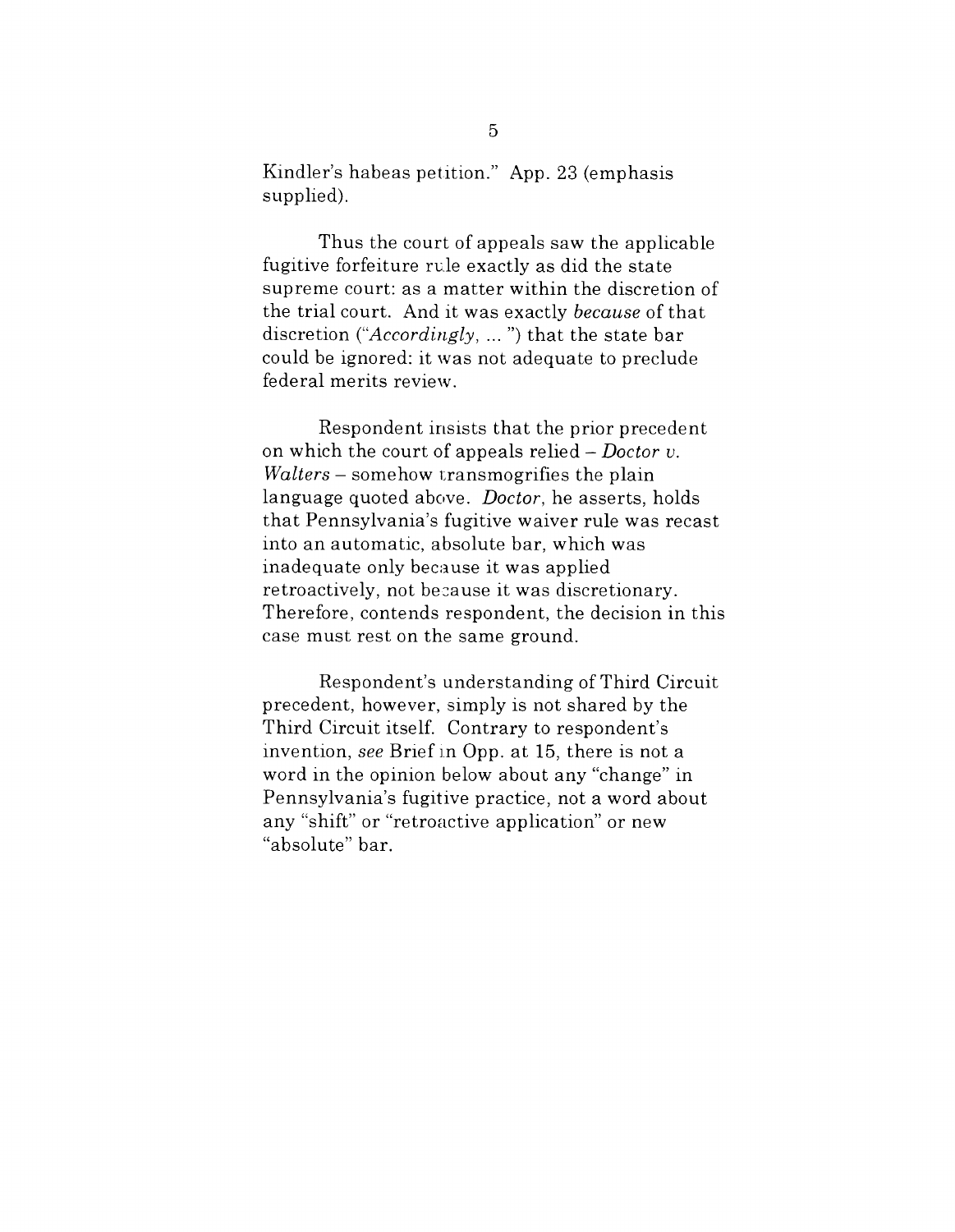Kindler's habeas petition." App. 23 (emphasis supplied).

Thus the court of appeals saw the applicable fugitive forfeiture rule exactly as did the state supreme court: as a matter within the discretion of the trial court. And it was exactly *because* of that discretion ("*Accordingly*, ... ") that the state bar could be ignored: it was not adequate to preclude federal merits review.

Respondent insists that the prior precedent on which the court of appeals relied – *Doctor v. Walters* – somehow transmogrifies the plain language quoted above. *Doctor*, he asserts, holds that Pennsylvania's fugitive waiver rule was recast into an automatic, absolute bar, which was inadequate only because it was applied retroactively, not because it was discretionary. Therefore, contends respondent, the decision in this case must rest on the same ground.

Respondent's understanding of Third Circuit precedent, however, simply is not shared by the Third Circuit itself. Contrary to respondent's invention, *see* Brief in Opp. at 15, there is not a word in the opinion below about any "change" in Pennsylvania's fugitive practice, not a word about any "shift" or "retroactive application" or new "absolute" bar.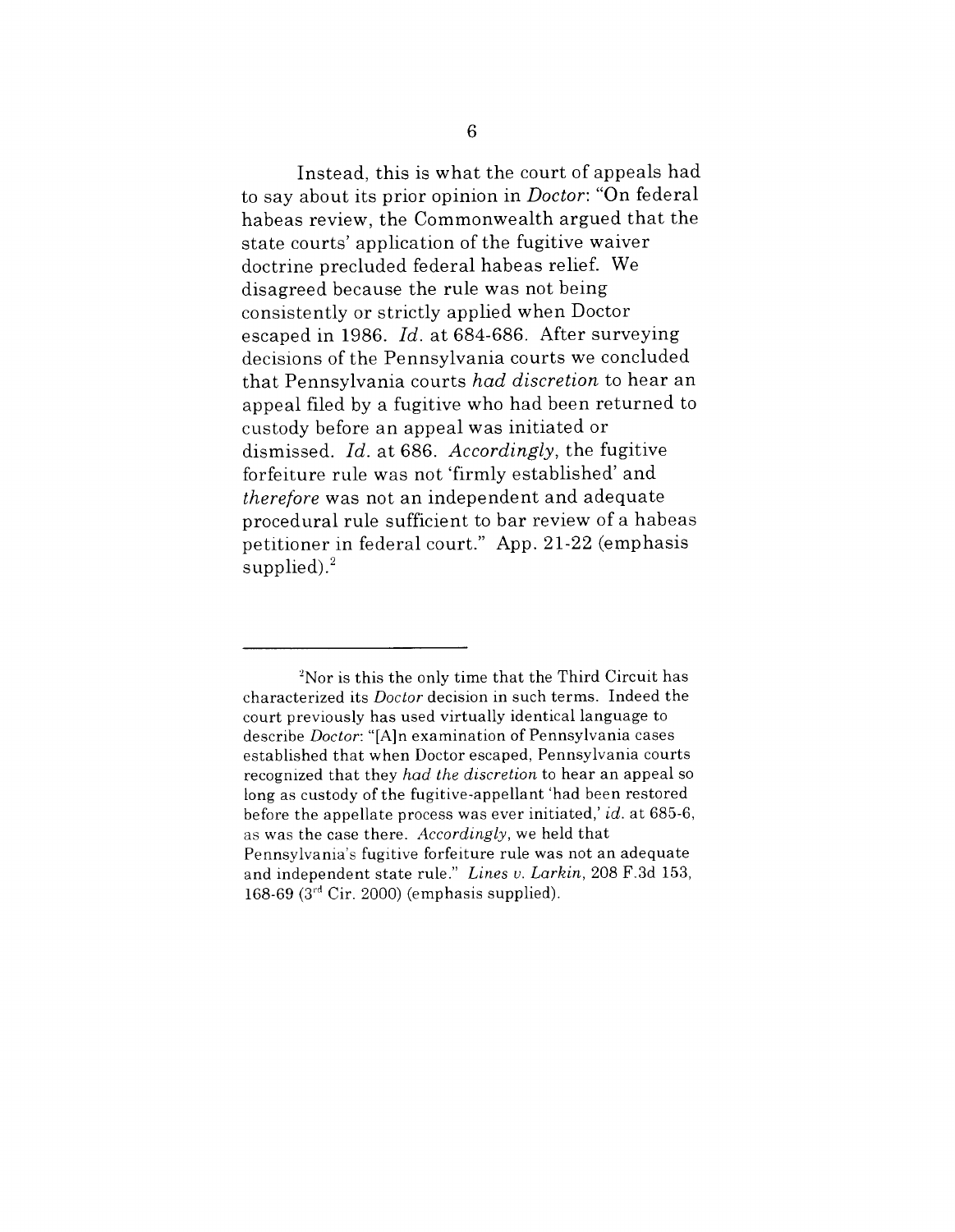Instead, this is what the court of appeals had to say about its prior opinion in *Doctor*: "On federal habeas review, the Commonwealth argued that the state courts' application of the fugitive waiver doctrine precluded federal habeas relief. We disagreed because the rule was not being consistently or strictly applied when Doctor escaped in 1986. *Id.* at 684-686. After surveying decisions of the Pennsylvania courts we concluded that Pennsylvania courts *had discretion* to hear an appeal filed by a fugitive who had been returned to custody before an appeal was initiated or dismissed. *Id.* at 686. *Accordingly*, the fugitive forfeiture rule was not 'firmly established' and *therefore* was not an independent and adequate procedural rule sufficient to bar review of a habeas petitioner in federal court." App. 21-22 (emphasis supplied).[2]

---

[2]Nor is this the only time that the Third Circuit has characterized its *Doctor* decision in such terms. Indeed the court previously has used virtually identical language to describe *Doctor*: "[A]n examination of Pennsylvania cases established that when Doctor escaped, Pennsylvania courts recognized that they *had the discretion* to hear an appeal so long as custody of the fugitive-appellant 'had been restored before the appellate process was ever initiated,' *id.* at 685-6, as was the case there. *Accordingly*, we held that Pennsylvania's fugitive forfeiture rule was not an adequate and independent state rule." *Lines v. Larkin*, 208 F.3d 153, 168-69 (3rd Cir. 2000) (emphasis supplied).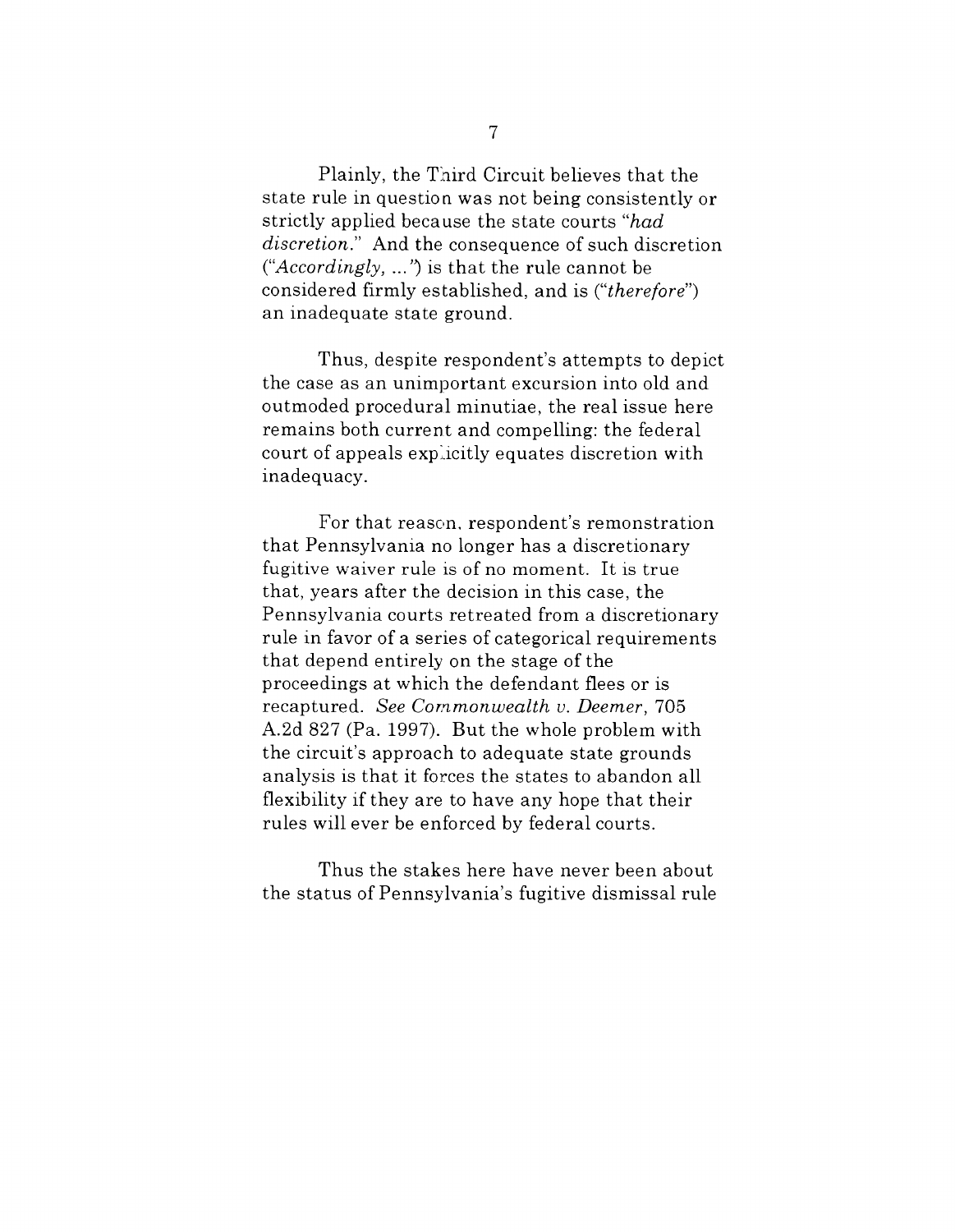Plainly, the Third Circuit believes that the state rule in question was not being consistently or strictly applied because the state courts "*had discretion*." And the consequence of such discretion ("*Accordingly, ...*") is that the rule cannot be considered firmly established, and is ("*therefore*") an inadequate state ground.

Thus, despite respondent's attempts to depict the case as an unimportant excursion into old and outmoded procedural minutiae, the real issue here remains both current and compelling: the federal court of appeals explicitly equates discretion with inadequacy.

For that reason, respondent's remonstration that Pennsylvania no longer has a discretionary fugitive waiver rule is of no moment. It is true that, years after the decision in this case, the Pennsylvania courts retreated from a discretionary rule in favor of a series of categorical requirements that depend entirely on the stage of the proceedings at which the defendant flees or is recaptured. *See Commonwealth v. Deemer*, 705 A.2d 827 (Pa. 1997). But the whole problem with the circuit's approach to adequate state grounds analysis is that it forces the states to abandon all flexibility if they are to have any hope that their rules will ever be enforced by federal courts.

Thus the stakes here have never been about the status of Pennsylvania's fugitive dismissal rule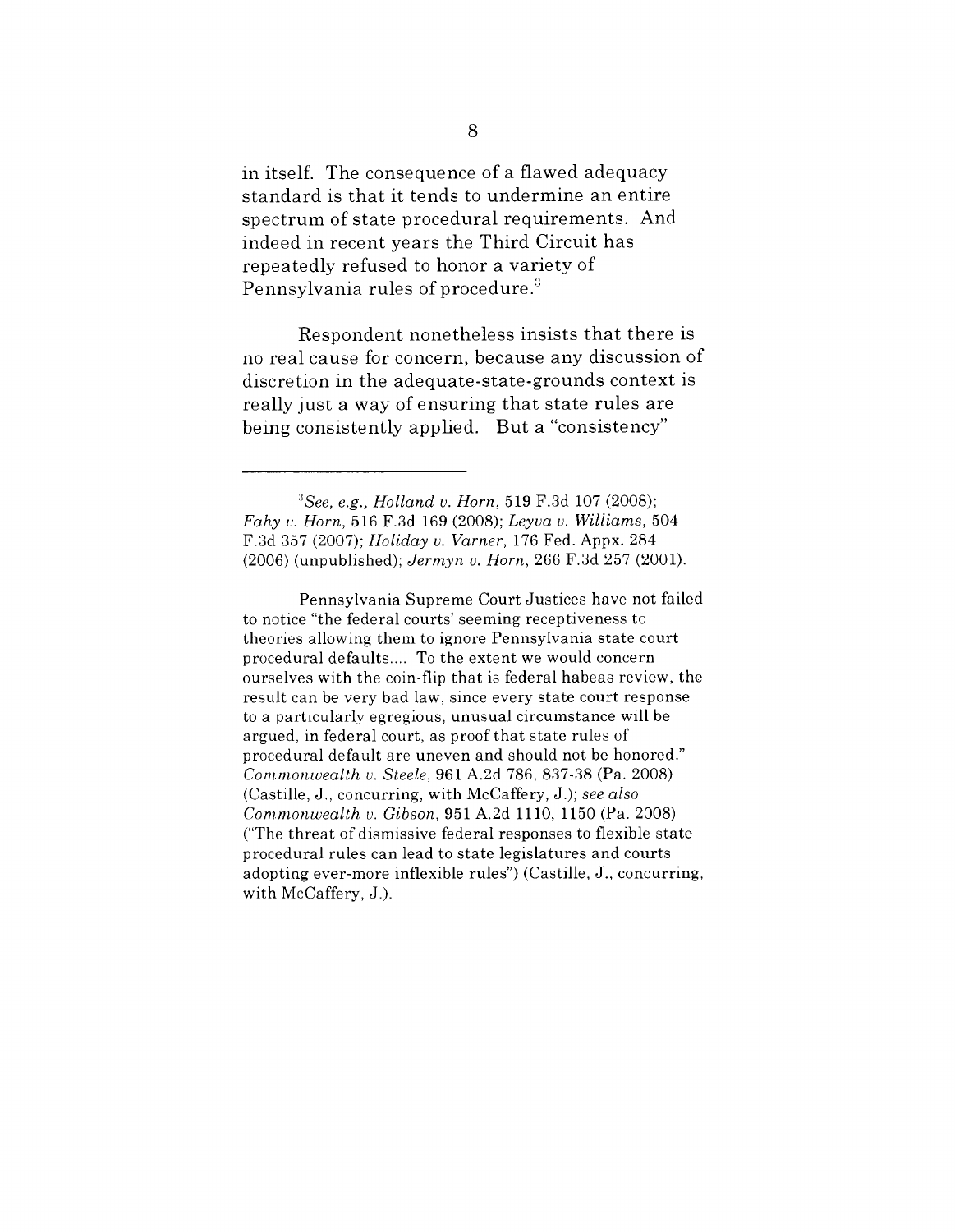in itself. The consequence of a flawed adequacy standard is that it tends to undermine an entire spectrum of state procedural requirements. And indeed in recent years the Third Circuit has repeatedly refused to honor a variety of Pennsylvania rules of procedure.[3]

Respondent nonetheless insists that there is no real cause for concern, because any discussion of discretion in the adequate-state-grounds context is really just a way of ensuring that state rules are being consistently applied. But a "consistency"

---

[3] *See, e.g., Holland v. Horn*, 519 F.3d 107 (2008); *Fahy v. Horn*, 516 F.3d 169 (2008); *Leyva v. Williams*, 504 F.3d 357 (2007); *Holiday v. Varner*, 176 Fed. Appx. 284 (2006) (unpublished); *Jermyn v. Horn*, 266 F.3d 257 (2001).

Pennsylvania Supreme Court Justices have not failed to notice "the federal courts' seeming receptiveness to theories allowing them to ignore Pennsylvania state court procedural defaults.... To the extent we would concern ourselves with the coin-flip that is federal habeas review, the result can be very bad law, since every state court response to a particularly egregious, unusual circumstance will be argued, in federal court, as proof that state rules of procedural default are uneven and should not be honored." *Commonwealth v. Steele*, 961 A.2d 786, 837-38 (Pa. 2008) (Castille, J., concurring, with McCaffery, J.); *see also Commonwealth v. Gibson*, 951 A.2d 1110, 1150 (Pa. 2008) ("The threat of dismissive federal responses to flexible state procedural rules can lead to state legislatures and courts adopting ever-more inflexible rules") (Castille, J., concurring, with McCaffery, J.).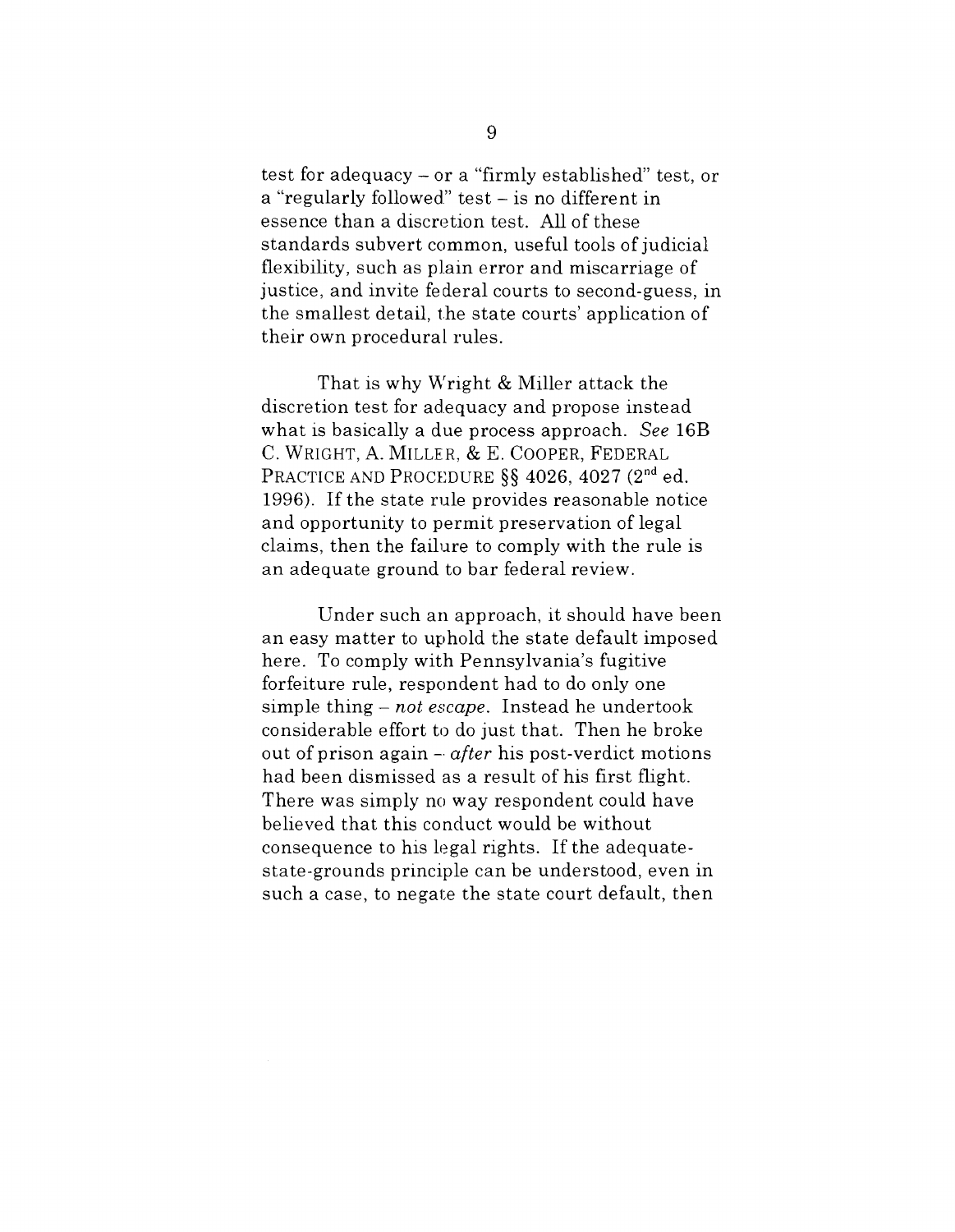test for adequacy – or a "firmly established" test, or a "regularly followed" test – is no different in essence than a discretion test. All of these standards subvert common, useful tools of judicial flexibility, such as plain error and miscarriage of justice, and invite federal courts to second-guess, in the smallest detail, the state courts' application of their own procedural rules.

That is why Wright & Miller attack the discretion test for adequacy and propose instead what is basically a due process approach. *See* 16B C. WRIGHT, A. MILLER, & E. COOPER, FEDERAL PRACTICE AND PROCEDURE §§ 4026, 4027 (2nd ed. 1996). If the state rule provides reasonable notice and opportunity to permit preservation of legal claims, then the failure to comply with the rule is an adequate ground to bar federal review.

Under such an approach, it should have been an easy matter to uphold the state default imposed here. To comply with Pennsylvania's fugitive forfeiture rule, respondent had to do only one simple thing – *not escape*. Instead he undertook considerable effort to do just that. Then he broke out of prison again – *after* his post-verdict motions had been dismissed as a result of his first flight. There was simply no way respondent could have believed that this conduct would be without consequence to his legal rights. If the adequate-state-grounds principle can be understood, even in such a case, to negate the state court default, then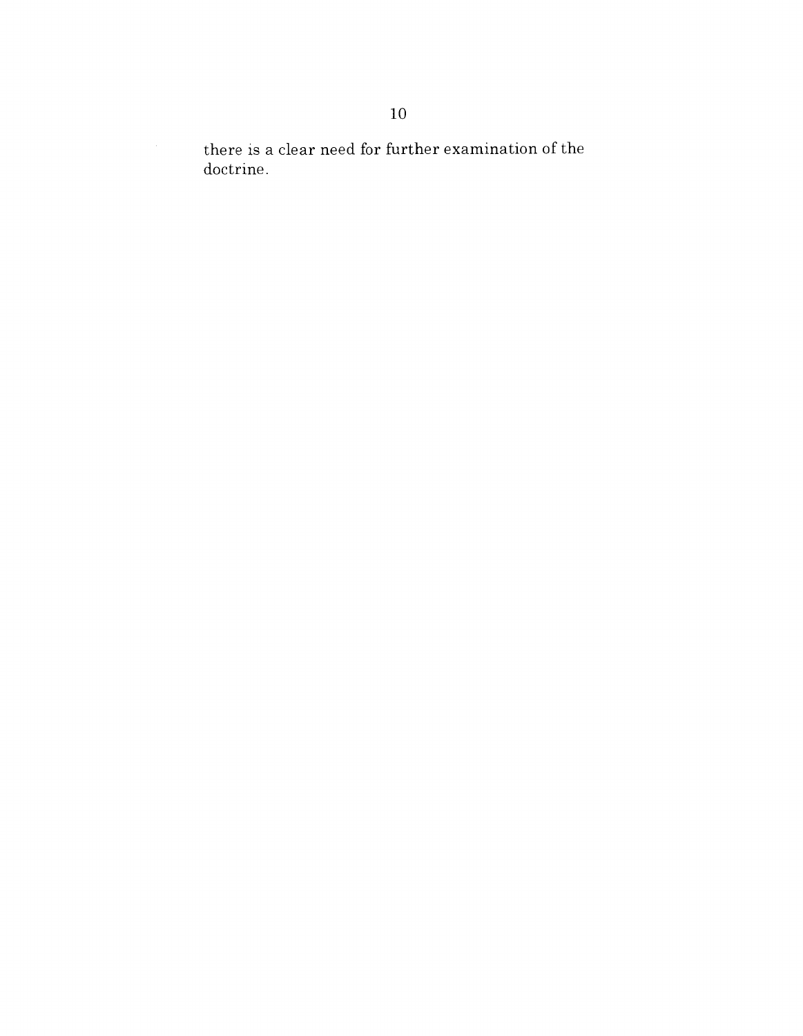there is a clear need for further examination of the doctrine.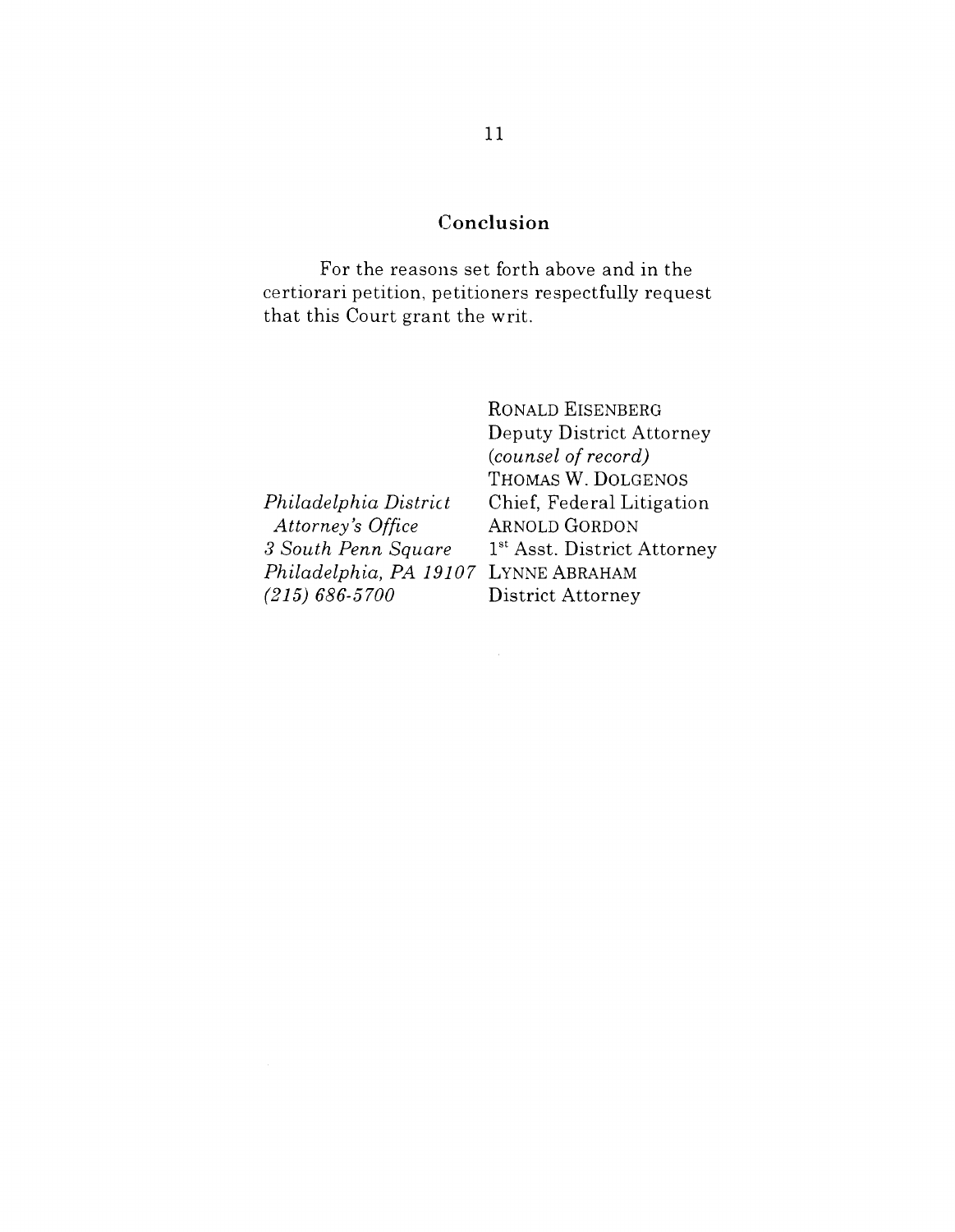## Conclusion

For the reasons set forth above and in the certiorari petition, petitioners respectfully request that this Court grant the writ.

RONALD EISENBERG
Deputy District Attorney
*(counsel of record)*
THOMAS W. DOLGENOS
Chief, Federal Litigation
ARNOLD GORDON
1st Asst. District Attorney
LYNNE ABRAHAM
District Attorney

*Philadelphia District Attorney's Office*
*3 South Penn Square*
*Philadelphia, PA 19107*
*(215) 686-5700*